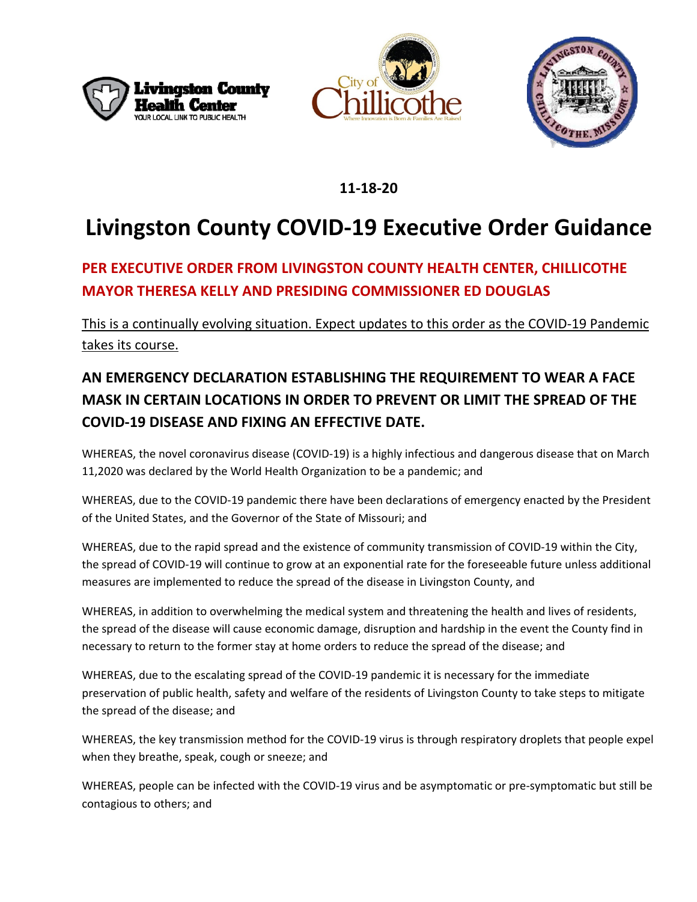11-18-20

# Livingston County COVID-19 Executive Order Guidance

**PER EXECUTIVE ORDER FROM LIVINGSTON COUNTY HEALTH CENTER, CHILLICOTHE MAYOR THERESA KELLY AND PRESIDING COMMISSIONER ED DOUGLAS**

This is a continually evolving situation. Expect updates to this order as the COVID-19 Pandemic takes its course.

## AN EMERGENCY DECLARATION ESTABLISHING THE REQUIREMENT TO WEAR A FACE MASK IN CERTAIN LOCATIONS IN ORDER TO PREVENT OR LIMIT THE SPREAD OF THE COVID-19 DISEASE AND FIXING AN EFFECTIVE DATE.

WHEREAS, the novel coronavirus disease (COVID-19) is a highly infectious and dangerous disease that on March 11,2020 was declared by the World Health Organization to be a pandemic; and

WHEREAS, due to the COVID-19 pandemic there have been declarations of emergency enacted by the President of the United States, and the Governor of the State of Missouri; and

WHEREAS, due to the rapid spread and the existence of community transmission of COVID-19 within the City, the spread of COVID-19 will continue to grow at an exponential rate for the foreseeable future unless additional measures are implemented to reduce the spread of the disease in Livingston County, and

WHEREAS, in addition to overwhelming the medical system and threatening the health and lives of residents, the spread of the disease will cause economic damage, disruption and hardship in the event the County find in necessary to return to the former stay at home orders to reduce the spread of the disease; and

WHEREAS, due to the escalating spread of the COVID-19 pandemic it is necessary for the immediate preservation of public health, safety and welfare of the residents of Livingston County to take steps to mitigate the spread of the disease; and

WHEREAS, the key transmission method for the COVID-19 virus is through respiratory droplets that people expel when they breathe, speak, cough or sneeze; and

WHEREAS, people can be infected with the COVID-19 virus and be asymptomatic or pre-symptomatic but still be contagious to others; and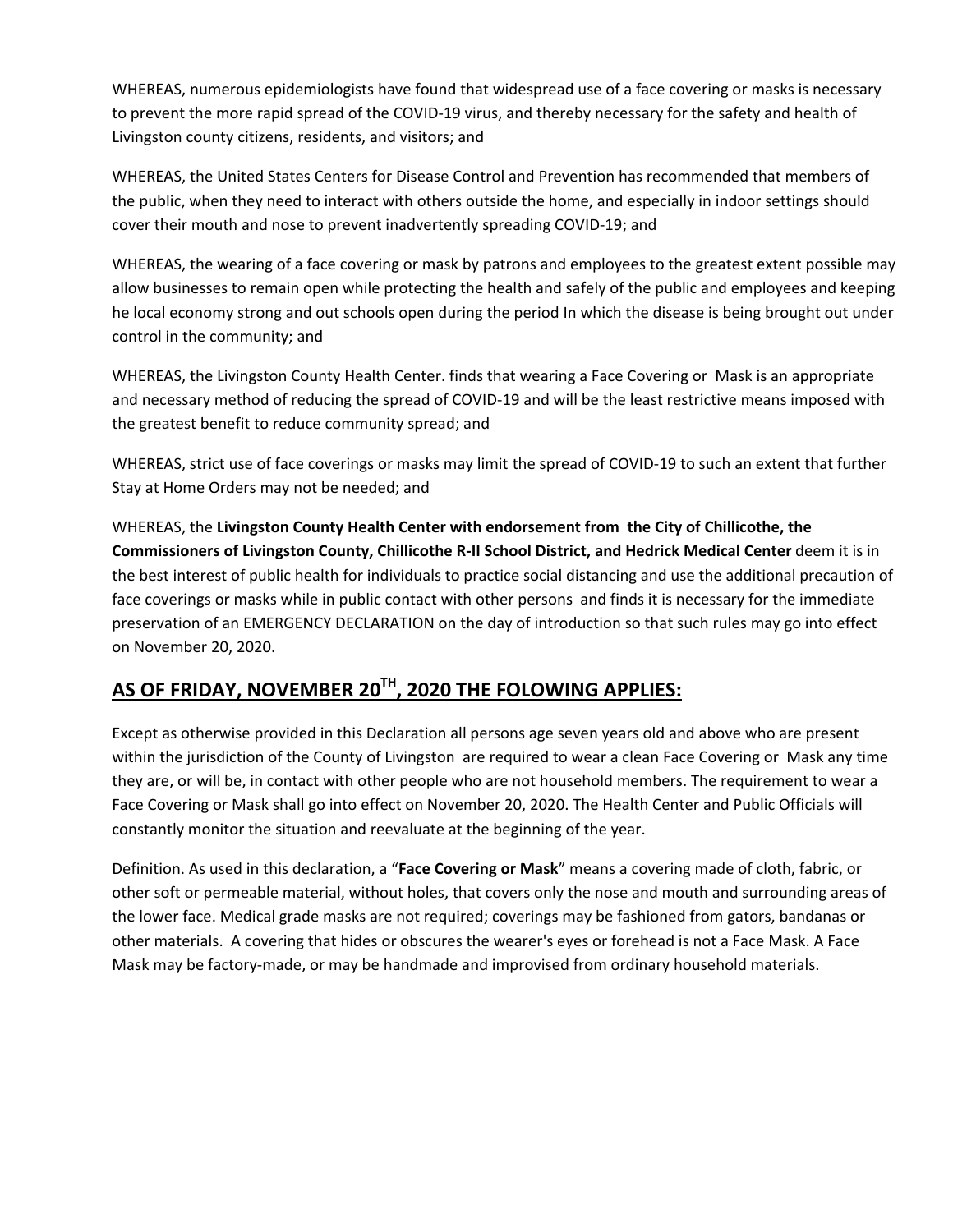WHEREAS, numerous epidemiologists have found that widespread use of a face covering or masks is necessary to prevent the more rapid spread of the COVID-19 virus, and thereby necessary for the safety and health of Livingston county citizens, residents, and visitors; and

WHEREAS, the United States Centers for Disease Control and Prevention has recommended that members of the public, when they need to interact with others outside the home, and especially in indoor settings should cover their mouth and nose to prevent inadvertently spreading COVID-19; and

WHEREAS, the wearing of a face covering or mask by patrons and employees to the greatest extent possible may allow businesses to remain open while protecting the health and safely of the public and employees and keeping he local economy strong and out schools open during the period In which the disease is being brought out under control in the community; and

WHEREAS, the Livingston County Health Center. finds that wearing a Face Covering or Mask is an appropriate and necessary method of reducing the spread of COVID-19 and will be the least restrictive means imposed with the greatest benefit to reduce community spread; and

WHEREAS, strict use of face coverings or masks may limit the spread of COVID-19 to such an extent that further Stay at Home Orders may not be needed; and

WHEREAS, the **Livingston County Health Center with endorsement from the City of Chillicothe, the Commissioners of Livingston County, Chillicothe R-II School District, and Hedrick Medical Center** deem it is in the best interest of public health for individuals to practice social distancing and use the additional precaution of face coverings or masks while in public contact with other persons and finds it is necessary for the immediate preservation of an EMERGENCY DECLARATION on the day of introduction so that such rules may go into effect on November 20, 2020.

## AS OF FRIDAY, NOVEMBER 20TH, 2020 THE FOLOWING APPLIES:

Except as otherwise provided in this Declaration all persons age seven years old and above who are present within the jurisdiction of the County of Livingston are required to wear a clean Face Covering or Mask any time they are, or will be, in contact with other people who are not household members. The requirement to wear a Face Covering or Mask shall go into effect on November 20, 2020. The Health Center and Public Officials will constantly monitor the situation and reevaluate at the beginning of the year.

Definition. As used in this declaration, a "**Face Covering or Mask**" means a covering made of cloth, fabric, or other soft or permeable material, without holes, that covers only the nose and mouth and surrounding areas of the lower face. Medical grade masks are not required; coverings may be fashioned from gators, bandanas or other materials. A covering that hides or obscures the wearer's eyes or forehead is not a Face Mask. A Face Mask may be factory-made, or may be handmade and improvised from ordinary household materials.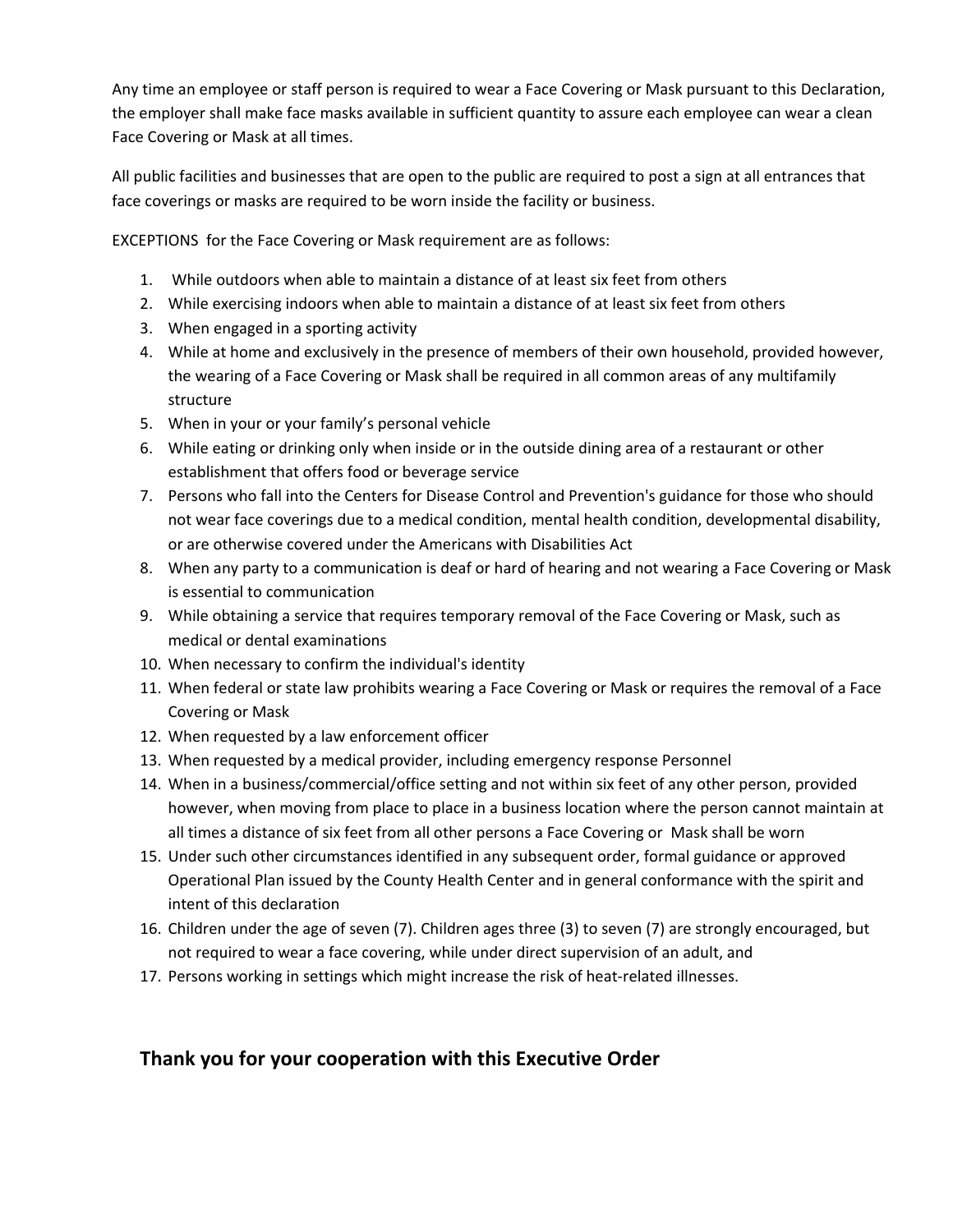Any time an employee or staff person is required to wear a Face Covering or Mask pursuant to this Declaration, the employer shall make face masks available in sufficient quantity to assure each employee can wear a clean Face Covering or Mask at all times.

All public facilities and businesses that are open to the public are required to post a sign at all entrances that face coverings or masks are required to be worn inside the facility or business.

EXCEPTIONS for the Face Covering or Mask requirement are as follows:

1. While outdoors when able to maintain a distance of at least six feet from others
2. While exercising indoors when able to maintain a distance of at least six feet from others
3. When engaged in a sporting activity
4. While at home and exclusively in the presence of members of their own household, provided however, the wearing of a Face Covering or Mask shall be required in all common areas of any multifamily structure
5. When in your or your family's personal vehicle
6. While eating or drinking only when inside or in the outside dining area of a restaurant or other establishment that offers food or beverage service
7. Persons who fall into the Centers for Disease Control and Prevention's guidance for those who should not wear face coverings due to a medical condition, mental health condition, developmental disability, or are otherwise covered under the Americans with Disabilities Act
8. When any party to a communication is deaf or hard of hearing and not wearing a Face Covering or Mask is essential to communication
9. While obtaining a service that requires temporary removal of the Face Covering or Mask, such as medical or dental examinations
10. When necessary to confirm the individual's identity
11. When federal or state law prohibits wearing a Face Covering or Mask or requires the removal of a Face Covering or Mask
12. When requested by a law enforcement officer
13. When requested by a medical provider, including emergency response Personnel
14. When in a business/commercial/office setting and not within six feet of any other person, provided however, when moving from place to place in a business location where the person cannot maintain at all times a distance of six feet from all other persons a Face Covering or Mask shall be worn
15. Under such other circumstances identified in any subsequent order, formal guidance or approved Operational Plan issued by the County Health Center and in general conformance with the spirit and intent of this declaration
16. Children under the age of seven (7). Children ages three (3) to seven (7) are strongly encouraged, but not required to wear a face covering, while under direct supervision of an adult, and
17. Persons working in settings which might increase the risk of heat-related illnesses.

## Thank you for your cooperation with this Executive Order